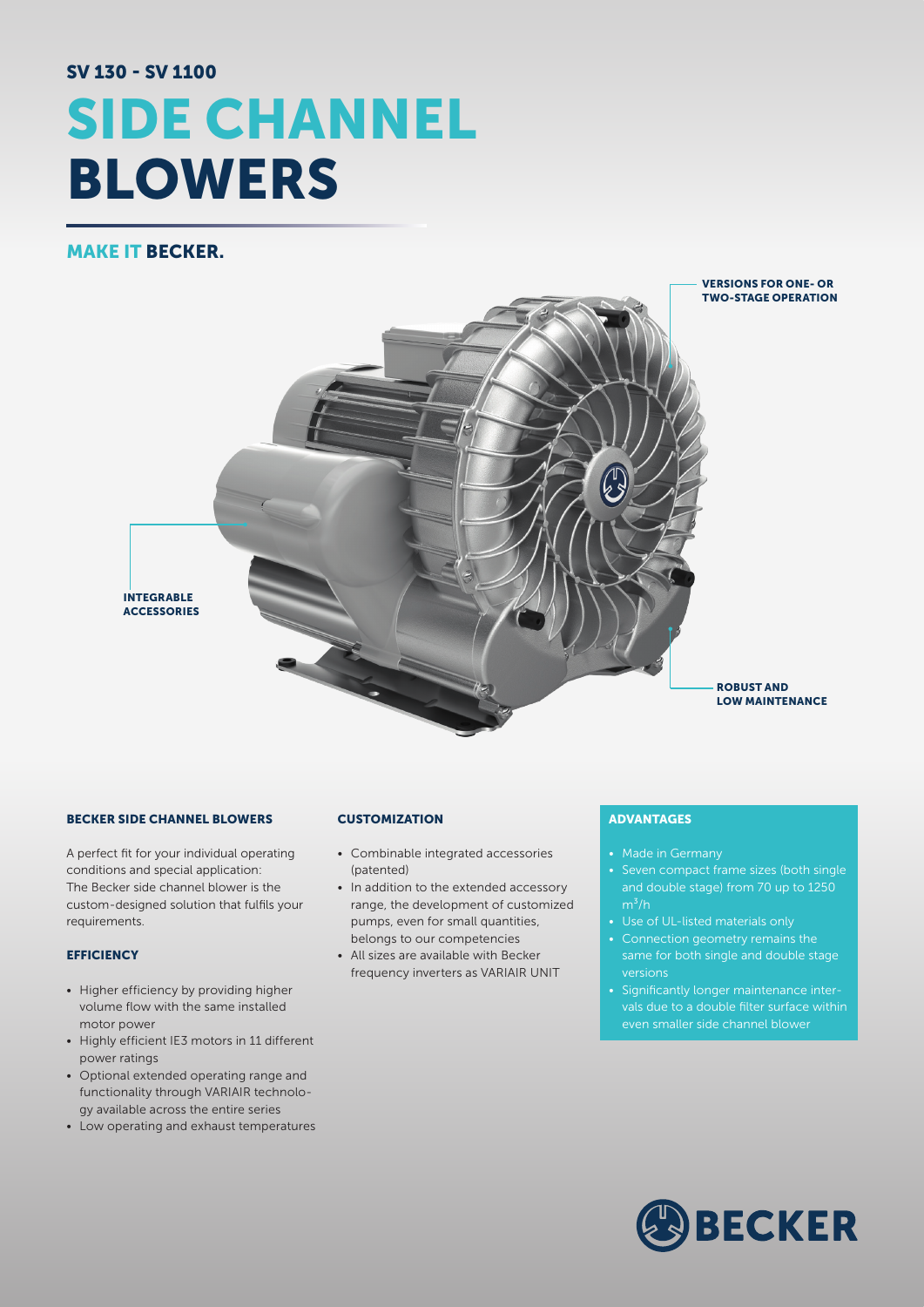SV 130 - SV 1100

# SIDE CHANNEL BLOWERS

## MAKE IT BECKER.

VERSIONS FOR ONE- OR TWO-STAGE OPERATION

INTEGRABLE ACCESSORIES

ROBUST AND LOW MAINTENANCE

### BECKER SIDE CHANNEL BLOWERS

A perfect fit for your individual operating conditions and special application: The Becker side channel blower is the custom-designed solution that fulfils your requirements.

### EFFICIENCY

- Higher efficiency by providing higher volume flow with the same installed motor power
- Highly efficient IE3 motors in 11 different power ratings
- Optional extended operating range and functionality through VARIAIR technology available across the entire series
- Low operating and exhaust temperatures

### CUSTOMIZATION

- Combinable integrated accessories (patented)
- In addition to the extended accessory range, the development of customized pumps, even for small quantities, belongs to our competencies
- All sizes are available with Becker frequency inverters as VARIAIR UNIT

### ADVANTAGES

- Made in Germany
- Seven compact frame sizes (both single and double stage) from 70 up to 1250 $m^3/h$
- Use of UL-listed materials only
- Connection geometry remains the same for both single and double stage versions
- Significantly longer maintenance intervals due to a double filter surface within even smaller side channel blower

BECKER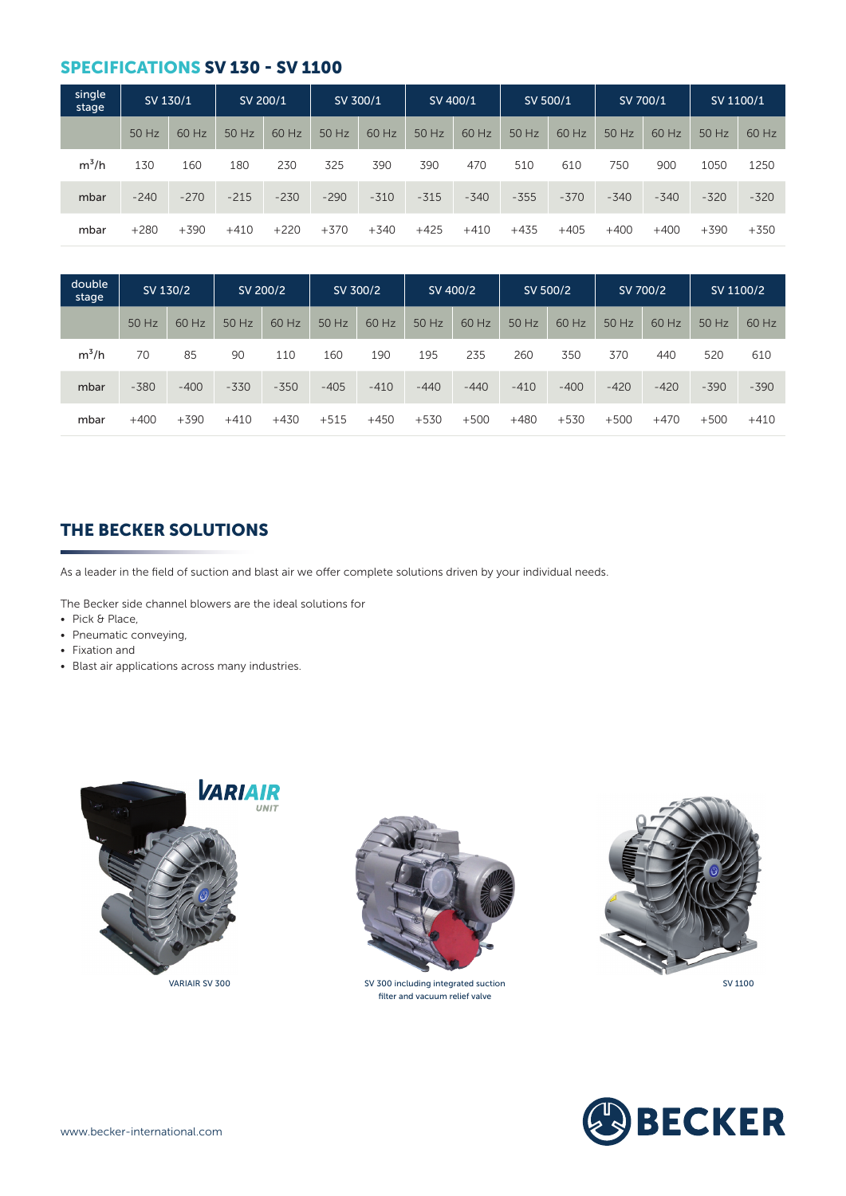## SPECIFICATIONS SV 130 - SV 1100

| single stage | SV 130/1 | | SV 200/1 | | SV 300/1 | | SV 400/1 | | SV 500/1 | | SV 700/1 | | SV 1100/1 | |
|---|---|---|---|---|---|---|---|---|---|---|---|---|---|---|
| | 50 Hz | 60 Hz | 50 Hz | 60 Hz | 50 Hz | 60 Hz | 50 Hz | 60 Hz | 50 Hz | 60 Hz | 50 Hz | 60 Hz | 50 Hz | 60 Hz |
| $m^3/h$ | 130 | 160 | 180 | 230 | 325 | 390 | 390 | 470 | 510 | 610 | 750 | 900 | 1050 | 1250 |
| mbar | -240 | -270 | -215 | -230 | -290 | -310 | -315 | -340 | -355 | -370 | -340 | -340 | -320 | -320 |
| mbar | +280 | +390 | +410 | +220 | +370 | +340 | +425 | +410 | +435 | +405 | +400 | +400 | +390 | +350 |

| double stage | SV 130/2 | | SV 200/2 | | SV 300/2 | | SV 400/2 | | SV 500/2 | | SV 700/2 | | SV 1100/2 | |
|---|---|---|---|---|---|---|---|---|---|---|---|---|---|---|
| | 50 Hz | 60 Hz | 50 Hz | 60 Hz | 50 Hz | 60 Hz | 50 Hz | 60 Hz | 50 Hz | 60 Hz | 50 Hz | 60 Hz | 50 Hz | 60 Hz |
| $m^3/h$ | 70 | 85 | 90 | 110 | 160 | 190 | 195 | 235 | 260 | 350 | 370 | 440 | 520 | 610 |
| mbar | -380 | -400 | -330 | -350 | -405 | -410 | -440 | -440 | -410 | -400 | -420 | -420 | -390 | -390 |
| mbar | +400 | +390 | +410 | +430 | +515 | +450 | +530 | +500 | +480 | +530 | +500 | +470 | +500 | +410 |

## THE BECKER SOLUTIONS

As a leader in the field of suction and blast air we offer complete solutions driven by your individual needs.

The Becker side channel blowers are the ideal solutions for

- Pick & Place,
- Pneumatic conveying,
- Fixation and
- Blast air applications across many industries.

VARIAIR UNIT

VARIAIR SV 300

SV 300 including integrated suction filter and vacuum relief valve

SV 1100

www.becker-international.com

BECKER